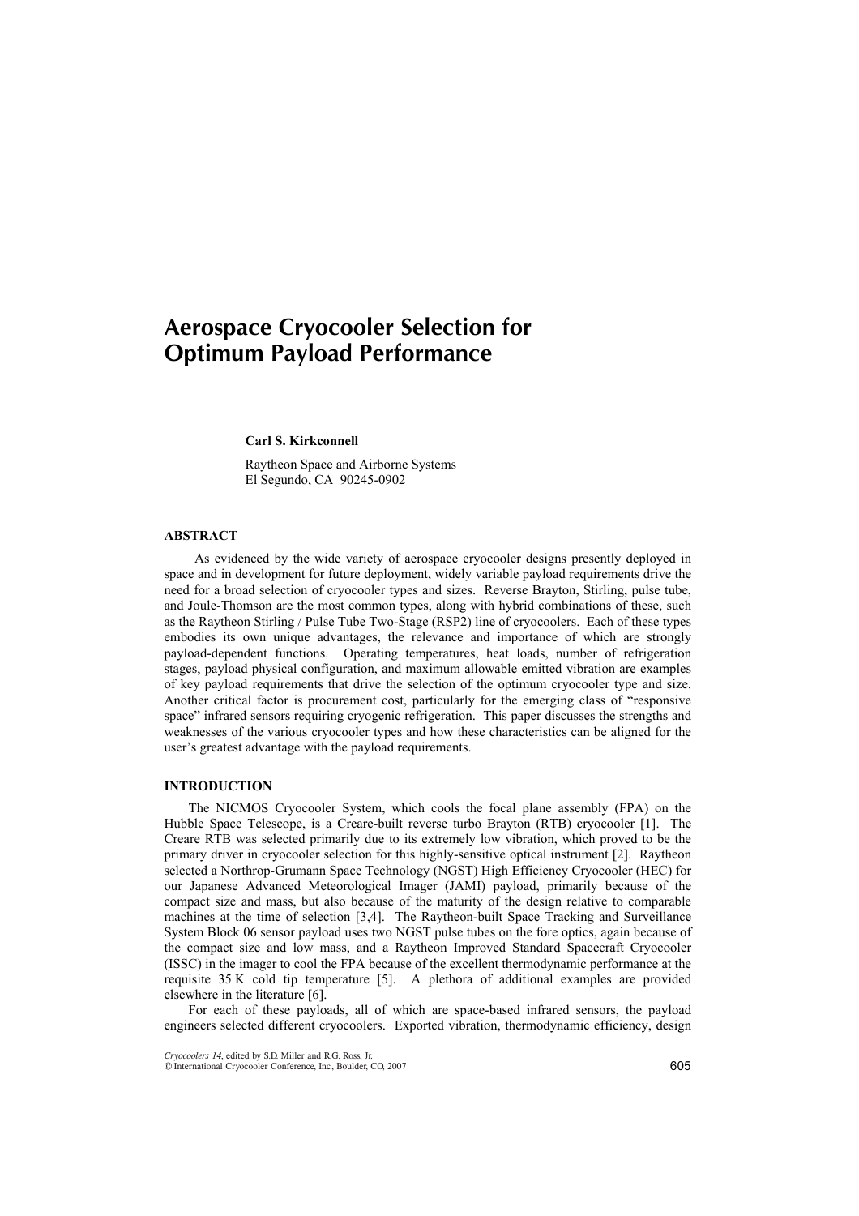# Aerospace Cryocooler Selection for Optimum Payload Performance

**Carl S. Kirkconnell**

Raytheon Space and Airborne Systems
El Segundo, CA 90245-0902

## ABSTRACT

As evidenced by the wide variety of aerospace cryocooler designs presently deployed in space and in development for future deployment, widely variable payload requirements drive the need for a broad selection of cryocooler types and sizes. Reverse Brayton, Stirling, pulse tube, and Joule-Thomson are the most common types, along with hybrid combinations of these, such as the Raytheon Stirling / Pulse Tube Two-Stage (RSP2) line of cryocoolers. Each of these types embodies its own unique advantages, the relevance and importance of which are strongly payload-dependent functions. Operating temperatures, heat loads, number of refrigeration stages, payload physical configuration, and maximum allowable emitted vibration are examples of key payload requirements that drive the selection of the optimum cryocooler type and size. Another critical factor is procurement cost, particularly for the emerging class of "responsive space" infrared sensors requiring cryogenic refrigeration. This paper discusses the strengths and weaknesses of the various cryocooler types and how these characteristics can be aligned for the user's greatest advantage with the payload requirements.

## INTRODUCTION

The NICMOS Cryocooler System, which cools the focal plane assembly (FPA) on the Hubble Space Telescope, is a Creare-built reverse turbo Brayton (RTB) cryocooler [1]. The Creare RTB was selected primarily due to its extremely low vibration, which proved to be the primary driver in cryocooler selection for this highly-sensitive optical instrument [2]. Raytheon selected a Northrop-Grumann Space Technology (NGST) High Efficiency Cryocooler (HEC) for our Japanese Advanced Meteorological Imager (JAMI) payload, primarily because of the compact size and mass, but also because of the maturity of the design relative to comparable machines at the time of selection [3,4]. The Raytheon-built Space Tracking and Surveillance System Block 06 sensor payload uses two NGST pulse tubes on the fore optics, again because of the compact size and low mass, and a Raytheon Improved Standard Spacecraft Cryocooler (ISSC) in the imager to cool the FPA because of the excellent thermodynamic performance at the requisite 35 K cold tip temperature [5]. A plethora of additional examples are provided elsewhere in the literature [6].

For each of these payloads, all of which are space-based infrared sensors, the payload engineers selected different cryocoolers. Exported vibration, thermodynamic efficiency, design

*Cryocoolers 14*, edited by S.D. Miller and R.G. Ross, Jr.
© International Cryocooler Conference, Inc., Boulder, CO, 2007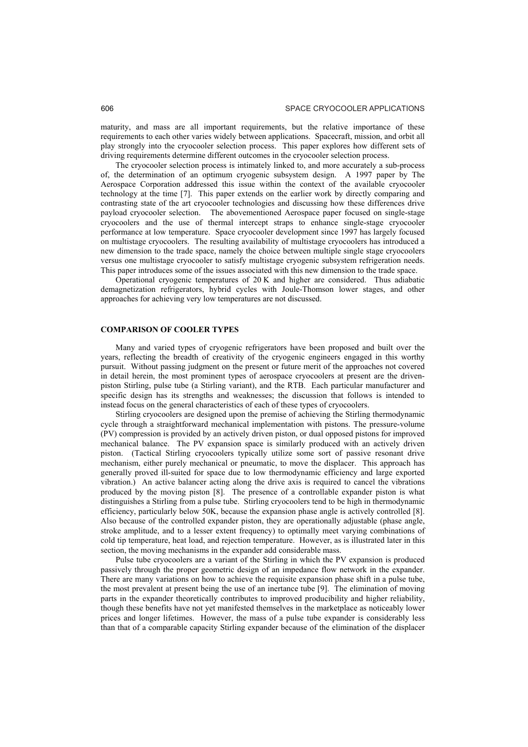maturity, and mass are all important requirements, but the relative importance of these requirements to each other varies widely between applications. Spacecraft, mission, and orbit all play strongly into the cryocooler selection process. This paper explores how different sets of driving requirements determine different outcomes in the cryocooler selection process.

The cryocooler selection process is intimately linked to, and more accurately a sub-process of, the determination of an optimum cryogenic subsystem design. A 1997 paper by The Aerospace Corporation addressed this issue within the context of the available cryocooler technology at the time [7]. This paper extends on the earlier work by directly comparing and contrasting state of the art cryocooler technologies and discussing how these differences drive payload cryocooler selection. The abovementioned Aerospace paper focused on single-stage cryocoolers and the use of thermal intercept straps to enhance single-stage cryocooler performance at low temperature. Space cryocooler development since 1997 has largely focused on multistage cryocoolers. The resulting availability of multistage cryocoolers has introduced a new dimension to the trade space, namely the choice between multiple single stage cryocoolers versus one multistage cryocooler to satisfy multistage cryogenic subsystem refrigeration needs. This paper introduces some of the issues associated with this new dimension to the trade space.

Operational cryogenic temperatures of 20 K and higher are considered. Thus adiabatic demagnetization refrigerators, hybrid cycles with Joule-Thomson lower stages, and other approaches for achieving very low temperatures are not discussed.

## COMPARISON OF COOLER TYPES

Many and varied types of cryogenic refrigerators have been proposed and built over the years, reflecting the breadth of creativity of the cryogenic engineers engaged in this worthy pursuit. Without passing judgment on the present or future merit of the approaches not covered in detail herein, the most prominent types of aerospace cryocoolers at present are the driven-piston Stirling, pulse tube (a Stirling variant), and the RTB. Each particular manufacturer and specific design has its strengths and weaknesses; the discussion that follows is intended to instead focus on the general characteristics of each of these types of cryocoolers.

Stirling cryocoolers are designed upon the premise of achieving the Stirling thermodynamic cycle through a straightforward mechanical implementation with pistons. The pressure-volume (PV) compression is provided by an actively driven piston, or dual opposed pistons for improved mechanical balance. The PV expansion space is similarly produced with an actively driven piston. (Tactical Stirling cryocoolers typically utilize some sort of passive resonant drive mechanism, either purely mechanical or pneumatic, to move the displacer. This approach has generally proved ill-suited for space due to low thermodynamic efficiency and large exported vibration.) An active balancer acting along the drive axis is required to cancel the vibrations produced by the moving piston [8]. The presence of a controllable expander piston is what distinguishes a Stirling from a pulse tube. Stirling cryocoolers tend to be high in thermodynamic efficiency, particularly below 50K, because the expansion phase angle is actively controlled [8]. Also because of the controlled expander piston, they are operationally adjustable (phase angle, stroke amplitude, and to a lesser extent frequency) to optimally meet varying combinations of cold tip temperature, heat load, and rejection temperature. However, as is illustrated later in this section, the moving mechanisms in the expander add considerable mass.

Pulse tube cryocoolers are a variant of the Stirling in which the PV expansion is produced passively through the proper geometric design of an impedance flow network in the expander. There are many variations on how to achieve the requisite expansion phase shift in a pulse tube, the most prevalent at present being the use of an inertance tube [9]. The elimination of moving parts in the expander theoretically contributes to improved producibility and higher reliability, though these benefits have not yet manifested themselves in the marketplace as noticeably lower prices and longer lifetimes. However, the mass of a pulse tube expander is considerably less than that of a comparable capacity Stirling expander because of the elimination of the displacer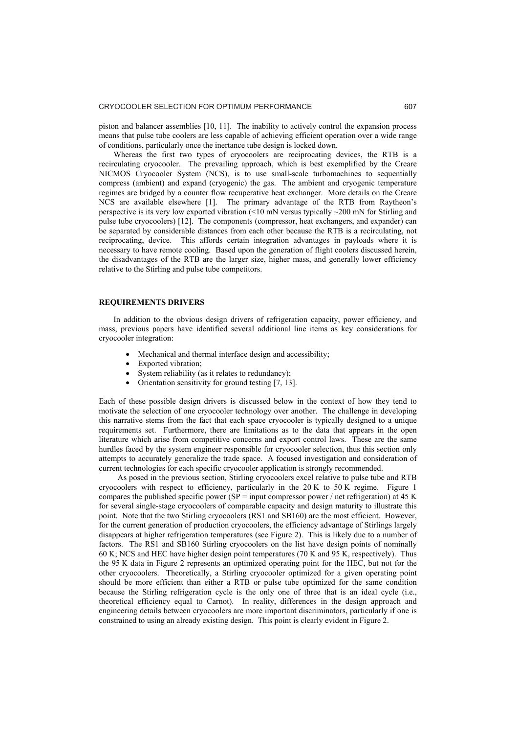piston and balancer assemblies [10, 11]. The inability to actively control the expansion process means that pulse tube coolers are less capable of achieving efficient operation over a wide range of conditions, particularly once the inertance tube design is locked down.

Whereas the first two types of cryocoolers are reciprocating devices, the RTB is a recirculating cryocooler. The prevailing approach, which is best exemplified by the Creare NICMOS Cryocooler System (NCS), is to use small-scale turbomachines to sequentially compress (ambient) and expand (cryogenic) the gas. The ambient and cryogenic temperature regimes are bridged by a counter flow recuperative heat exchanger. More details on the Creare NCS are available elsewhere [1]. The primary advantage of the RTB from Raytheon's perspective is its very low exported vibration (<10 mN versus typically ~200 mN for Stirling and pulse tube cryocoolers) [12]. The components (compressor, heat exchangers, and expander) can be separated by considerable distances from each other because the RTB is a recirculating, not reciprocating, device. This affords certain integration advantages in payloads where it is necessary to have remote cooling. Based upon the generation of flight coolers discussed herein, the disadvantages of the RTB are the larger size, higher mass, and generally lower efficiency relative to the Stirling and pulse tube competitors.

## REQUIREMENTS DRIVERS

In addition to the obvious design drivers of refrigeration capacity, power efficiency, and mass, previous papers have identified several additional line items as key considerations for cryocooler integration:

- Mechanical and thermal interface design and accessibility;
- Exported vibration;
- System reliability (as it relates to redundancy);
- Orientation sensitivity for ground testing [7, 13].

Each of these possible design drivers is discussed below in the context of how they tend to motivate the selection of one cryocooler technology over another. The challenge in developing this narrative stems from the fact that each space cryocooler is typically designed to a unique requirements set. Furthermore, there are limitations as to the data that appears in the open literature which arise from competitive concerns and export control laws. These are the same hurdles faced by the system engineer responsible for cryocooler selection, thus this section only attempts to accurately generalize the trade space. A focused investigation and consideration of current technologies for each specific cryocooler application is strongly recommended.

As posed in the previous section, Stirling cryocoolers excel relative to pulse tube and RTB cryocoolers with respect to efficiency, particularly in the 20 K to 50 K regime. Figure 1 compares the published specific power (SP = input compressor power / net refrigeration) at 45 K for several single-stage cryocoolers of comparable capacity and design maturity to illustrate this point. Note that the two Stirling cryocoolers (RS1 and SB160) are the most efficient. However, for the current generation of production cryocoolers, the efficiency advantage of Stirlings largely disappears at higher refrigeration temperatures (see Figure 2). This is likely due to a number of factors. The RS1 and SB160 Stirling cryocoolers on the list have design points of nominally 60 K; NCS and HEC have higher design point temperatures (70 K and 95 K, respectively). Thus the 95 K data in Figure 2 represents an optimized operating point for the HEC, but not for the other cryocoolers. Theoretically, a Stirling cryocooler optimized for a given operating point should be more efficient than either a RTB or pulse tube optimized for the same condition because the Stirling refrigeration cycle is the only one of three that is an ideal cycle (i.e., theoretical efficiency equal to Carnot). In reality, differences in the design approach and engineering details between cryocoolers are more important discriminators, particularly if one is constrained to using an already existing design. This point is clearly evident in Figure 2.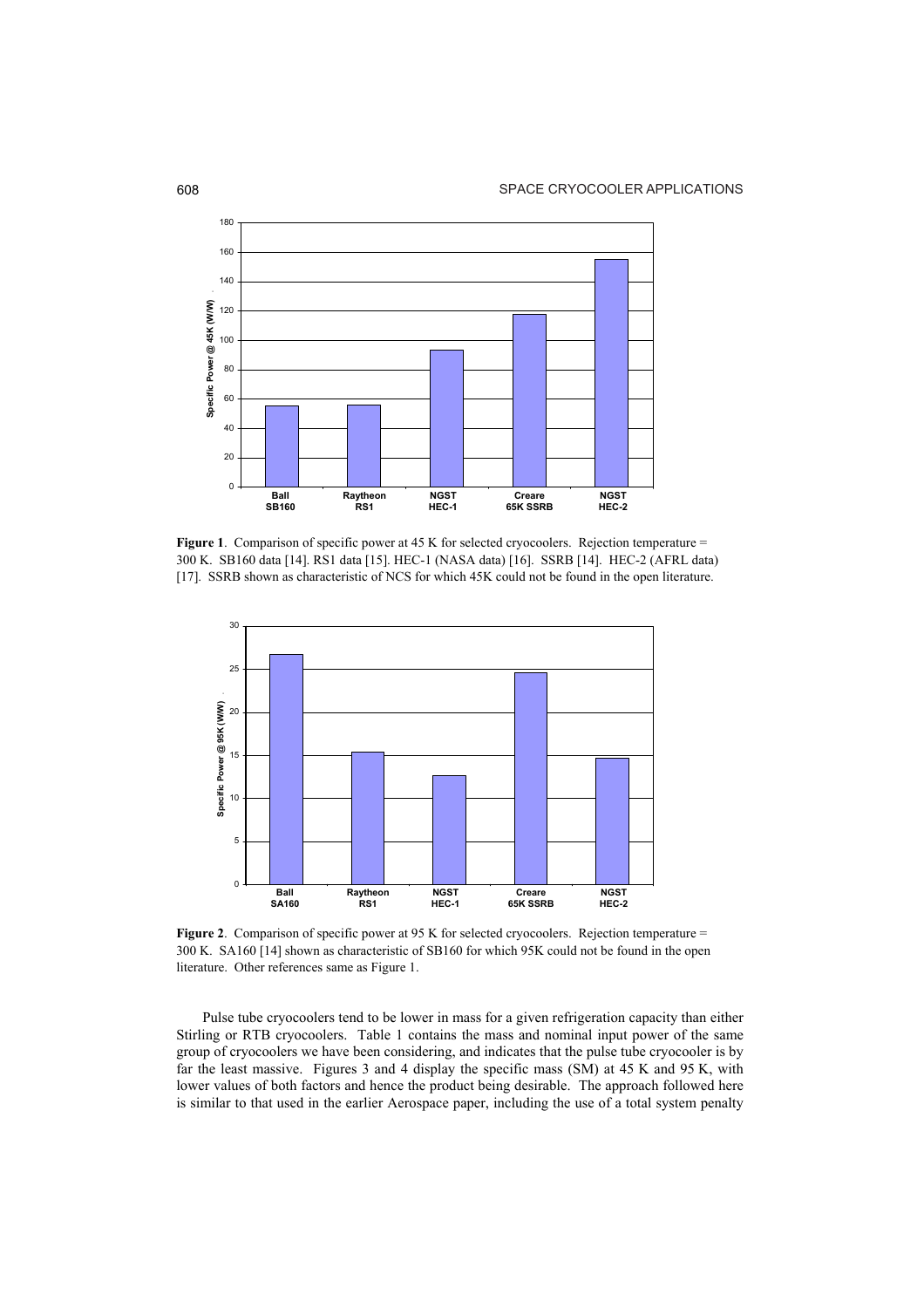**Figure 1**. Comparison of specific power at 45 K for selected cryocoolers. Rejection temperature = 300 K. SB160 data [14]. RS1 data [15]. HEC-1 (NASA data) [16]. SSRB [14]. HEC-2 (AFRL data) [17]. SSRB shown as characteristic of NCS for which 45K could not be found in the open literature.

**Figure 2**. Comparison of specific power at 95 K for selected cryocoolers. Rejection temperature = 300 K. SA160 [14] shown as characteristic of SB160 for which 95K could not be found in the open literature. Other references same as Figure 1.

Pulse tube cryocoolers tend to be lower in mass for a given refrigeration capacity than either Stirling or RTB cryocoolers. Table 1 contains the mass and nominal input power of the same group of cryocoolers we have been considering, and indicates that the pulse tube cryocooler is by far the least massive. Figures 3 and 4 display the specific mass (SM) at 45 K and 95 K, with lower values of both factors and hence the product being desirable. The approach followed here is similar to that used in the earlier Aerospace paper, including the use of a total system penalty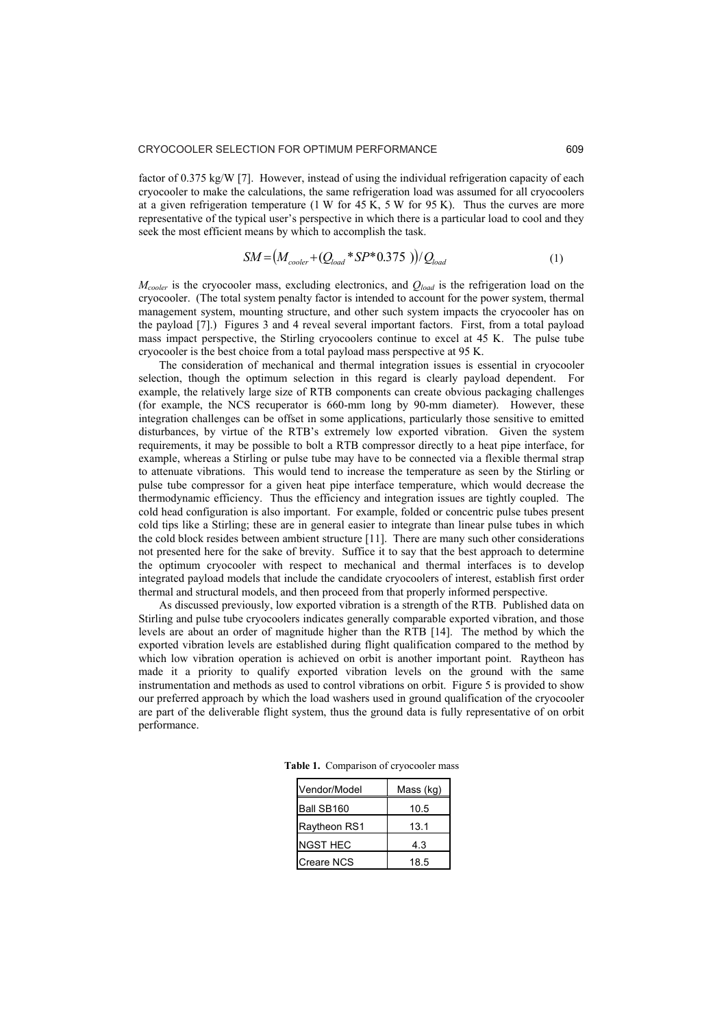factor of 0.375 kg/W [7]. However, instead of using the individual refrigeration capacity of each cryocooler to make the calculations, the same refrigeration load was assumed for all cryocoolers at a given refrigeration temperature (1 W for 45 K, 5 W for 95 K). Thus the curves are more representative of the typical user's perspective in which there is a particular load to cool and they seek the most efficient means by which to accomplish the task.

$$SM = \left(M_{cooler} + (Q_{load} * SP * 0.375\ )\right) / Q_{load} \tag{1}$$

$M_{cooler}$ is the cryocooler mass, excluding electronics, and $Q_{load}$ is the refrigeration load on the cryocooler. (The total system penalty factor is intended to account for the power system, thermal management system, mounting structure, and other such system impacts the cryocooler has on the payload [7].) Figures 3 and 4 reveal several important factors. First, from a total payload mass impact perspective, the Stirling cryocoolers continue to excel at 45 K. The pulse tube cryocooler is the best choice from a total payload mass perspective at 95 K.

The consideration of mechanical and thermal integration issues is essential in cryocooler selection, though the optimum selection in this regard is clearly payload dependent. For example, the relatively large size of RTB components can create obvious packaging challenges (for example, the NCS recuperator is 660-mm long by 90-mm diameter). However, these integration challenges can be offset in some applications, particularly those sensitive to emitted disturbances, by virtue of the RTB's extremely low exported vibration. Given the system requirements, it may be possible to bolt a RTB compressor directly to a heat pipe interface, for example, whereas a Stirling or pulse tube may have to be connected via a flexible thermal strap to attenuate vibrations. This would tend to increase the temperature as seen by the Stirling or pulse tube compressor for a given heat pipe interface temperature, which would decrease the thermodynamic efficiency. Thus the efficiency and integration issues are tightly coupled. The cold head configuration is also important. For example, folded or concentric pulse tubes present cold tips like a Stirling; these are in general easier to integrate than linear pulse tubes in which the cold block resides between ambient structure [11]. There are many such other considerations not presented here for the sake of brevity. Suffice it to say that the best approach to determine the optimum cryocooler with respect to mechanical and thermal interfaces is to develop integrated payload models that include the candidate cryocoolers of interest, establish first order thermal and structural models, and then proceed from that properly informed perspective.

As discussed previously, low exported vibration is a strength of the RTB. Published data on Stirling and pulse tube cryocoolers indicates generally comparable exported vibration, and those levels are about an order of magnitude higher than the RTB [14]. The method by which the exported vibration levels are established during flight qualification compared to the method by which low vibration operation is achieved on orbit is another important point. Raytheon has made it a priority to qualify exported vibration levels on the ground with the same instrumentation and methods as used to control vibrations on orbit. Figure 5 is provided to show our preferred approach by which the load washers used in ground qualification of the cryocooler are part of the deliverable flight system, thus the ground data is fully representative of on orbit performance.

**Table 1.** Comparison of cryocooler mass

| Vendor/Model | Mass (kg) |
| --- | --- |
| Ball SB160 | 10.5 |
| Raytheon RS1 | 13.1 |
| NGST HEC | 4.3 |
| Creare NCS | 18.5 |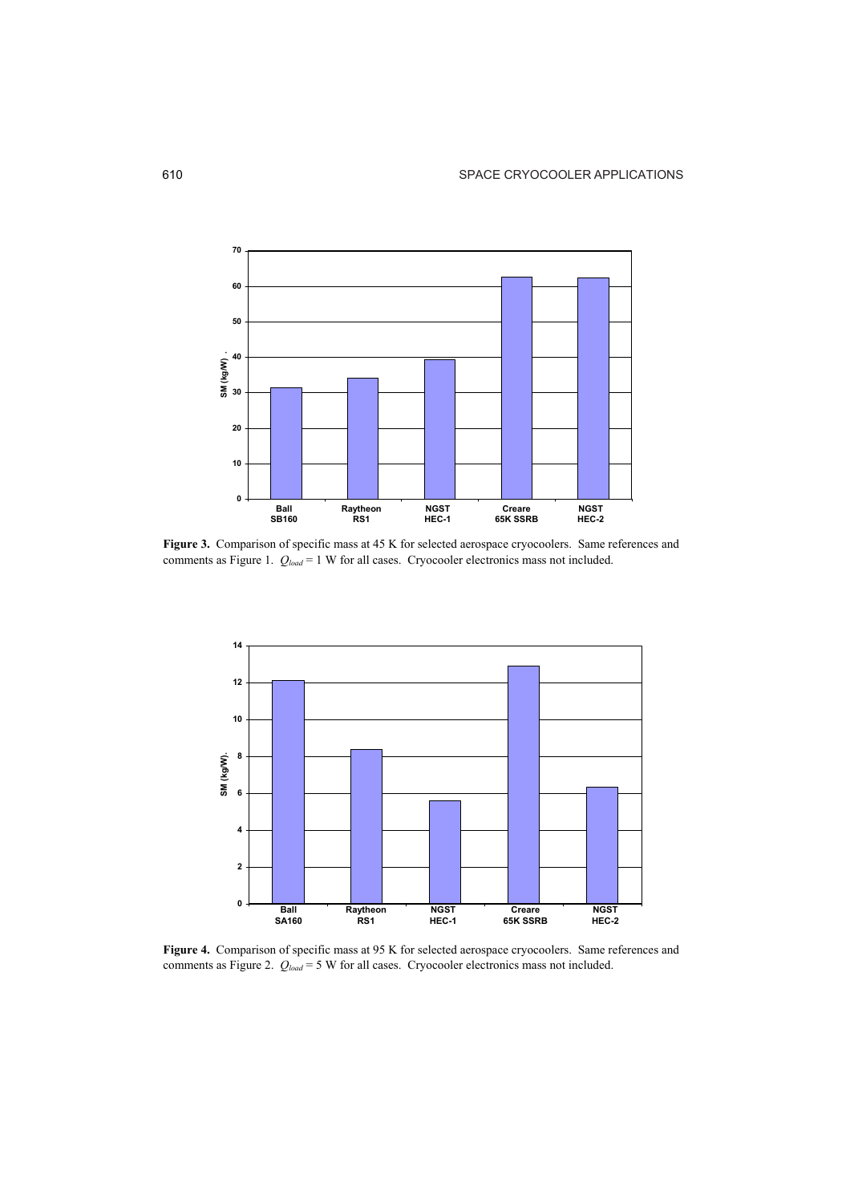**Figure 3.** Comparison of specific mass at 45 K for selected aerospace cryocoolers. Same references and comments as Figure 1. $Q_{load}$ = 1 W for all cases. Cryocooler electronics mass not included.

**Figure 4.** Comparison of specific mass at 95 K for selected aerospace cryocoolers. Same references and comments as Figure 2. $Q_{load}$ = 5 W for all cases. Cryocooler electronics mass not included.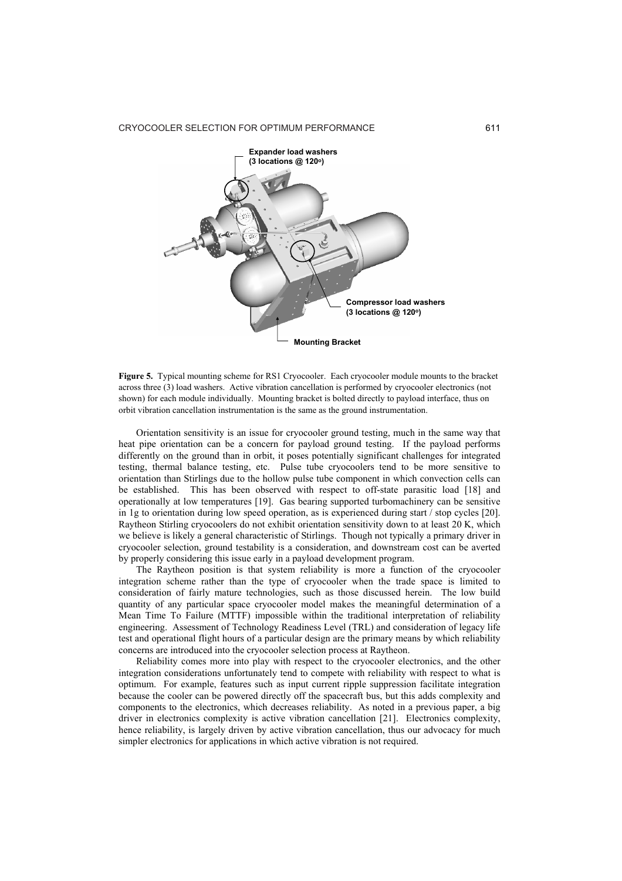**Figure 5.** Typical mounting scheme for RS1 Cryocooler. Each cryocooler module mounts to the bracket across three (3) load washers. Active vibration cancellation is performed by cryocooler electronics (not shown) for each module individually. Mounting bracket is bolted directly to payload interface, thus on orbit vibration cancellation instrumentation is the same as the ground instrumentation.

Orientation sensitivity is an issue for cryocooler ground testing, much in the same way that heat pipe orientation can be a concern for payload ground testing. If the payload performs differently on the ground than in orbit, it poses potentially significant challenges for integrated testing, thermal balance testing, etc. Pulse tube cryocoolers tend to be more sensitive to orientation than Stirlings due to the hollow pulse tube component in which convection cells can be established. This has been observed with respect to off-state parasitic load [18] and operationally at low temperatures [19]. Gas bearing supported turbomachinery can be sensitive in 1g to orientation during low speed operation, as is experienced during start / stop cycles [20]. Raytheon Stirling cryocoolers do not exhibit orientation sensitivity down to at least 20 K, which we believe is likely a general characteristic of Stirlings. Though not typically a primary driver in cryocooler selection, ground testability is a consideration, and downstream cost can be averted by properly considering this issue early in a payload development program.

The Raytheon position is that system reliability is more a function of the cryocooler integration scheme rather than the type of cryocooler when the trade space is limited to consideration of fairly mature technologies, such as those discussed herein. The low build quantity of any particular space cryocooler model makes the meaningful determination of a Mean Time To Failure (MTTF) impossible within the traditional interpretation of reliability engineering. Assessment of Technology Readiness Level (TRL) and consideration of legacy life test and operational flight hours of a particular design are the primary means by which reliability concerns are introduced into the cryocooler selection process at Raytheon.

Reliability comes more into play with respect to the cryocooler electronics, and the other integration considerations unfortunately tend to compete with reliability with respect to what is optimum. For example, features such as input current ripple suppression facilitate integration because the cooler can be powered directly off the spacecraft bus, but this adds complexity and components to the electronics, which decreases reliability. As noted in a previous paper, a big driver in electronics complexity is active vibration cancellation [21]. Electronics complexity, hence reliability, is largely driven by active vibration cancellation, thus our advocacy for much simpler electronics for applications in which active vibration is not required.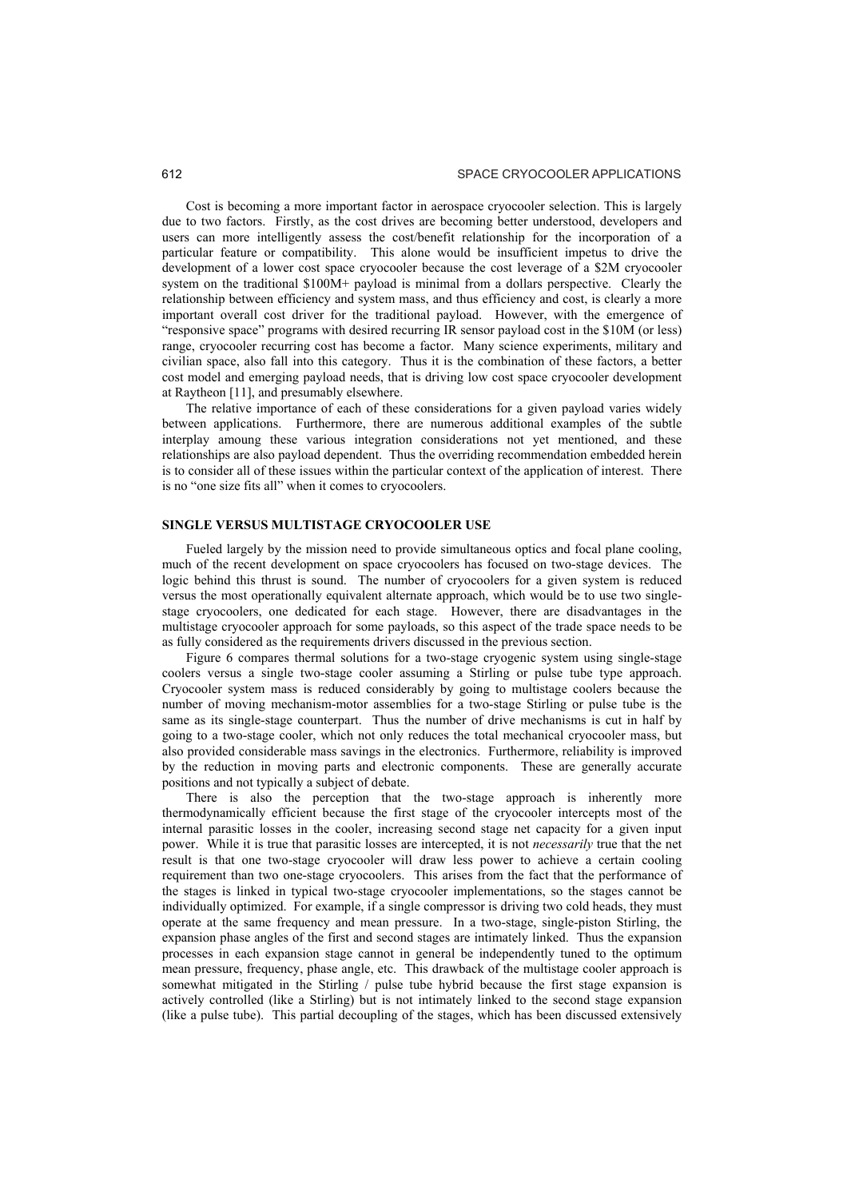Cost is becoming a more important factor in aerospace cryocooler selection. This is largely due to two factors. Firstly, as the cost drives are becoming better understood, developers and users can more intelligently assess the cost/benefit relationship for the incorporation of a particular feature or compatibility. This alone would be insufficient impetus to drive the development of a lower cost space cryocooler because the cost leverage of a $2M cryocooler system on the traditional $100M+ payload is minimal from a dollars perspective. Clearly the relationship between efficiency and system mass, and thus efficiency and cost, is clearly a more important overall cost driver for the traditional payload. However, with the emergence of "responsive space" programs with desired recurring IR sensor payload cost in the $10M (or less) range, cryocooler recurring cost has become a factor. Many science experiments, military and civilian space, also fall into this category. Thus it is the combination of these factors, a better cost model and emerging payload needs, that is driving low cost space cryocooler development at Raytheon [11], and presumably elsewhere.

The relative importance of each of these considerations for a given payload varies widely between applications. Furthermore, there are numerous additional examples of the subtle interplay amoung these various integration considerations not yet mentioned, and these relationships are also payload dependent. Thus the overriding recommendation embedded herein is to consider all of these issues within the particular context of the application of interest. There is no "one size fits all" when it comes to cryocoolers.

## SINGLE VERSUS MULTISTAGE CRYOCOOLER USE

Fueled largely by the mission need to provide simultaneous optics and focal plane cooling, much of the recent development on space cryocoolers has focused on two-stage devices. The logic behind this thrust is sound. The number of cryocoolers for a given system is reduced versus the most operationally equivalent alternate approach, which would be to use two single-stage cryocoolers, one dedicated for each stage. However, there are disadvantages in the multistage cryocooler approach for some payloads, so this aspect of the trade space needs to be as fully considered as the requirements drivers discussed in the previous section.

Figure 6 compares thermal solutions for a two-stage cryogenic system using single-stage coolers versus a single two-stage cooler assuming a Stirling or pulse tube type approach. Cryocooler system mass is reduced considerably by going to multistage coolers because the number of moving mechanism-motor assemblies for a two-stage Stirling or pulse tube is the same as its single-stage counterpart. Thus the number of drive mechanisms is cut in half by going to a two-stage cooler, which not only reduces the total mechanical cryocooler mass, but also provided considerable mass savings in the electronics. Furthermore, reliability is improved by the reduction in moving parts and electronic components. These are generally accurate positions and not typically a subject of debate.

There is also the perception that the two-stage approach is inherently more thermodynamically efficient because the first stage of the cryocooler intercepts most of the internal parasitic losses in the cooler, increasing second stage net capacity for a given input power. While it is true that parasitic losses are intercepted, it is not *necessarily* true that the net result is that one two-stage cryocooler will draw less power to achieve a certain cooling requirement than two one-stage cryocoolers. This arises from the fact that the performance of the stages is linked in typical two-stage cryocooler implementations, so the stages cannot be individually optimized. For example, if a single compressor is driving two cold heads, they must operate at the same frequency and mean pressure. In a two-stage, single-piston Stirling, the expansion phase angles of the first and second stages are intimately linked. Thus the expansion processes in each expansion stage cannot in general be independently tuned to the optimum mean pressure, frequency, phase angle, etc. This drawback of the multistage cooler approach is somewhat mitigated in the Stirling / pulse tube hybrid because the first stage expansion is actively controlled (like a Stirling) but is not intimately linked to the second stage expansion (like a pulse tube). This partial decoupling of the stages, which has been discussed extensively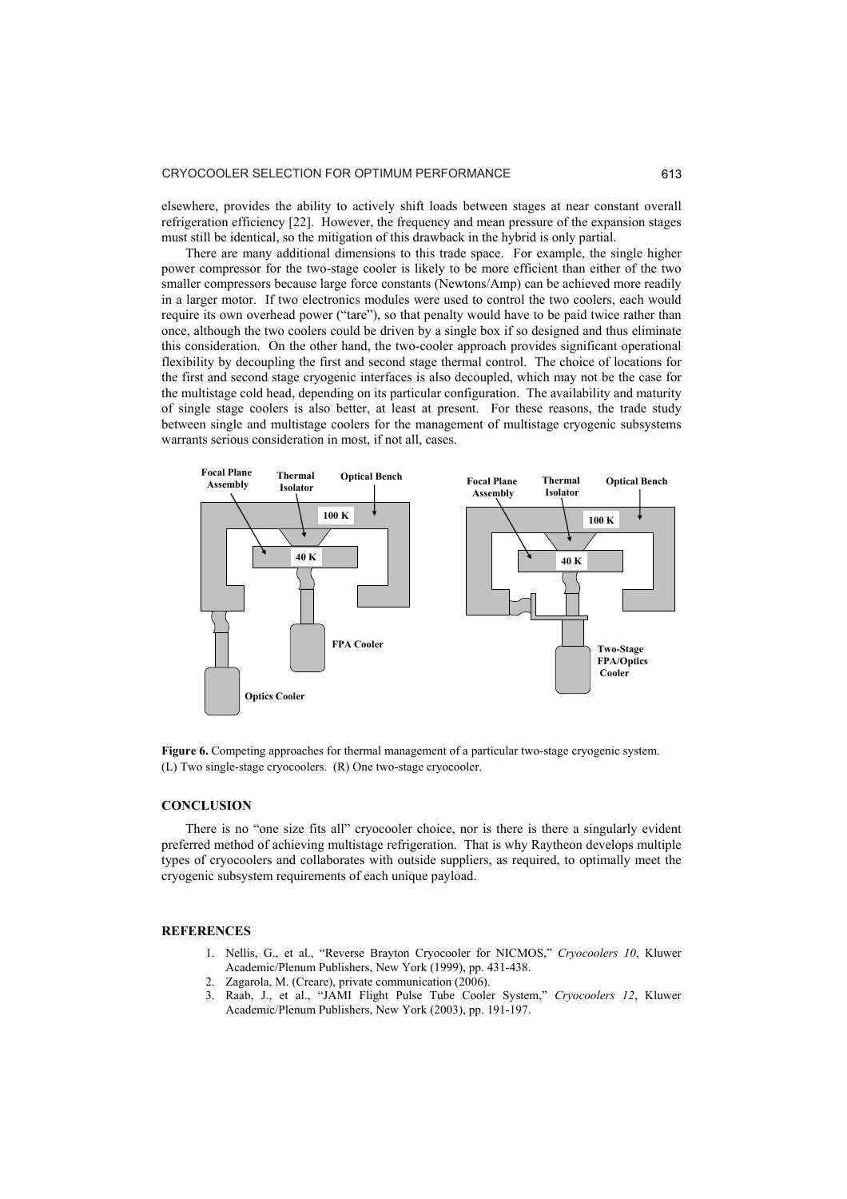elsewhere, provides the ability to actively shift loads between stages at near constant overall refrigeration efficiency [22]. However, the frequency and mean pressure of the expansion stages must still be identical, so the mitigation of this drawback in the hybrid is only partial.

There are many additional dimensions to this trade space. For example, the single higher power compressor for the two-stage cooler is likely to be more efficient than either of the two smaller compressors because large force constants (Newtons/Amp) can be achieved more readily in a larger motor. If two electronics modules were used to control the two coolers, each would require its own overhead power ("tare"), so that penalty would have to be paid twice rather than once, although the two coolers could be driven by a single box if so designed and thus eliminate this consideration. On the other hand, the two-cooler approach provides significant operational flexibility by decoupling the first and second stage thermal control. The choice of locations for the first and second stage cryogenic interfaces is also decoupled, which may not be the case for the multistage cold head, depending on its particular configuration. The availability and maturity of single stage coolers is also better, at least at present. For these reasons, the trade study between single and multistage coolers for the management of multistage cryogenic subsystems warrants serious consideration in most, if not all, cases.

**Figure 6.** Competing approaches for thermal management of a particular two-stage cryogenic system. (L) Two single-stage cryocoolers. (R) One two-stage cryocooler.

## CONCLUSION

There is no "one size fits all" cryocooler choice, nor is there is there a singularly evident preferred method of achieving multistage refrigeration. That is why Raytheon develops multiple types of cryocoolers and collaborates with outside suppliers, as required, to optimally meet the cryogenic subsystem requirements of each unique payload.

## REFERENCES

1. Nellis, G., et al., "Reverse Brayton Cryocooler for NICMOS," *Cryocoolers 10*, Kluwer Academic/Plenum Publishers, New York (1999), pp. 431-438.
2. Zagarola, M. (Creare), private communication (2006).
3. Raab, J., et al., "JAMI Flight Pulse Tube Cooler System," *Cryocoolers 12*, Kluwer Academic/Plenum Publishers, New York (2003), pp. 191-197.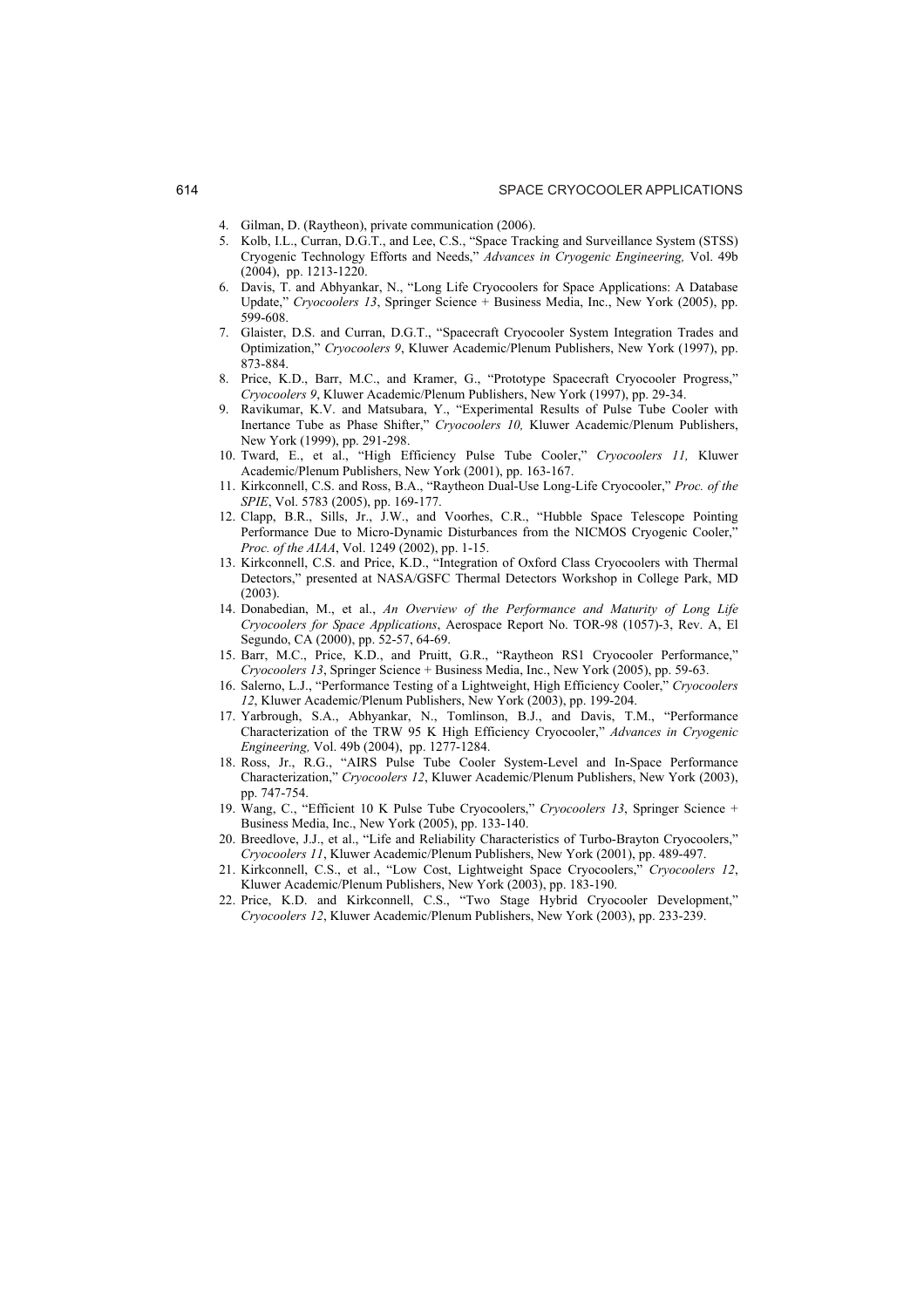4. Gilman, D. (Raytheon), private communication (2006).
5. Kolb, I.L., Curran, D.G.T., and Lee, C.S., "Space Tracking and Surveillance System (STSS) Cryogenic Technology Efforts and Needs," *Advances in Cryogenic Engineering,* Vol. 49b (2004), pp. 1213-1220.
6. Davis, T. and Abhyankar, N., "Long Life Cryocoolers for Space Applications: A Database Update," *Cryocoolers 13*, Springer Science + Business Media, Inc., New York (2005), pp. 599-608.
7. Glaister, D.S. and Curran, D.G.T., "Spacecraft Cryocooler System Integration Trades and Optimization," *Cryocoolers 9*, Kluwer Academic/Plenum Publishers, New York (1997), pp. 873-884.
8. Price, K.D., Barr, M.C., and Kramer, G., "Prototype Spacecraft Cryocooler Progress," *Cryocoolers 9*, Kluwer Academic/Plenum Publishers, New York (1997), pp. 29-34.
9. Ravikumar, K.V. and Matsubara, Y., "Experimental Results of Pulse Tube Cooler with Inertance Tube as Phase Shifter," *Cryocoolers 10,* Kluwer Academic/Plenum Publishers, New York (1999), pp. 291-298.
10. Tward, E., et al., "High Efficiency Pulse Tube Cooler," *Cryocoolers 11,* Kluwer Academic/Plenum Publishers, New York (2001), pp. 163-167.
11. Kirkconnell, C.S. and Ross, B.A., "Raytheon Dual-Use Long-Life Cryocooler," *Proc. of the SPIE*, Vol. 5783 (2005), pp. 169-177.
12. Clapp, B.R., Sills, Jr., J.W., and Voorhes, C.R., "Hubble Space Telescope Pointing Performance Due to Micro-Dynamic Disturbances from the NICMOS Cryogenic Cooler," *Proc. of the AIAA*, Vol. 1249 (2002), pp. 1-15.
13. Kirkconnell, C.S. and Price, K.D., "Integration of Oxford Class Cryocoolers with Thermal Detectors," presented at NASA/GSFC Thermal Detectors Workshop in College Park, MD (2003).
14. Donabedian, M., et al., *An Overview of the Performance and Maturity of Long Life Cryocoolers for Space Applications*, Aerospace Report No. TOR-98 (1057)-3, Rev. A, El Segundo, CA (2000), pp. 52-57, 64-69.
15. Barr, M.C., Price, K.D., and Pruitt, G.R., "Raytheon RS1 Cryocooler Performance," *Cryocoolers 13*, Springer Science + Business Media, Inc., New York (2005), pp. 59-63.
16. Salerno, L.J., "Performance Testing of a Lightweight, High Efficiency Cooler," *Cryocoolers 12*, Kluwer Academic/Plenum Publishers, New York (2003), pp. 199-204.
17. Yarbrough, S.A., Abhyankar, N., Tomlinson, B.J., and Davis, T.M., "Performance Characterization of the TRW 95 K High Efficiency Cryocooler," *Advances in Cryogenic Engineering,* Vol. 49b (2004), pp. 1277-1284.
18. Ross, Jr., R.G., "AIRS Pulse Tube Cooler System-Level and In-Space Performance Characterization," *Cryocoolers 12*, Kluwer Academic/Plenum Publishers, New York (2003), pp. 747-754.
19. Wang, C., "Efficient 10 K Pulse Tube Cryocoolers," *Cryocoolers 13*, Springer Science + Business Media, Inc., New York (2005), pp. 133-140.
20. Breedlove, J.J., et al., "Life and Reliability Characteristics of Turbo-Brayton Cryocoolers," *Cryocoolers 11*, Kluwer Academic/Plenum Publishers, New York (2001), pp. 489-497.
21. Kirkconnell, C.S., et al., "Low Cost, Lightweight Space Cryocoolers," *Cryocoolers 12*, Kluwer Academic/Plenum Publishers, New York (2003), pp. 183-190.
22. Price, K.D. and Kirkconnell, C.S., "Two Stage Hybrid Cryocooler Development," *Cryocoolers 12*, Kluwer Academic/Plenum Publishers, New York (2003), pp. 233-239.